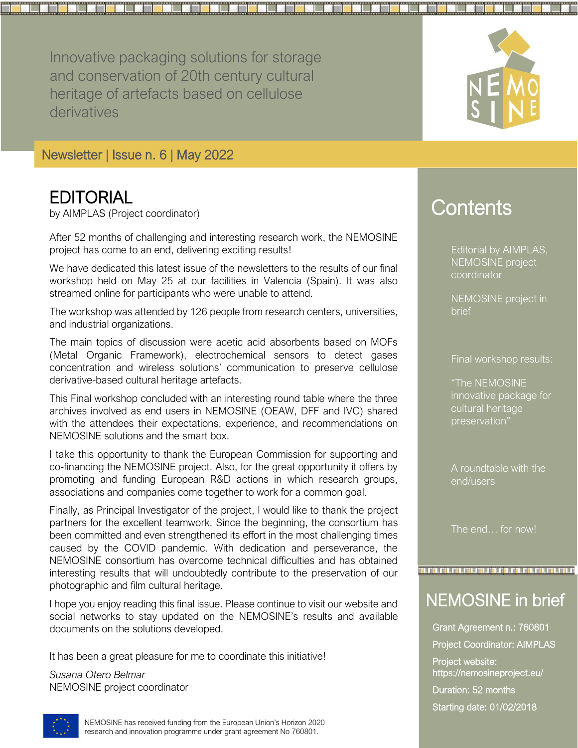Innovative packaging solutions for storage and conservation of 20th century cultural heritage of artefacts based on cellulose derivatives

NEMOSINE

Newsletter | Issue n. 6 | May 2022

# EDITORIAL

by AIMPLAS (Project coordinator)

After 52 months of challenging and interesting research work, the NEMOSINE project has come to an end, delivering exciting results!

We have dedicated this latest issue of the newsletters to the results of our final workshop held on May 25 at our facilities in Valencia (Spain). It was also streamed online for participants who were unable to attend.

The workshop was attended by 126 people from research centers, universities, and industrial organizations.

The main topics of discussion were acetic acid absorbents based on MOFs (Metal Organic Framework), electrochemical sensors to detect gases concentration and wireless solutions' communication to preserve cellulose derivative-based cultural heritage artefacts.

This Final workshop concluded with an interesting round table where the three archives involved as end users in NEMOSINE (OEAW, DFF and IVC) shared with the attendees their expectations, experience, and recommendations on NEMOSINE solutions and the smart box.

I take this opportunity to thank the European Commission for supporting and co-financing the NEMOSINE project. Also, for the great opportunity it offers by promoting and funding European R&D actions in which research groups, associations and companies come together to work for a common goal.

Finally, as Principal Investigator of the project, I would like to thank the project partners for the excellent teamwork. Since the beginning, the consortium has been committed and even strengthened its effort in the most challenging times caused by the COVID pandemic. With dedication and perseverance, the NEMOSINE consortium has overcome technical difficulties and has obtained interesting results that will undoubtedly contribute to the preservation of our photographic and film cultural heritage.

I hope you enjoy reading this final issue. Please continue to visit our website and social networks to stay updated on the NEMOSINE's results and available documents on the solutions developed.

It has been a great pleasure for me to coordinate this initiative!

*Susana Otero Belmar*
NEMOSINE project coordinator

# Contents

- Editorial by AIMPLAS, NEMOSINE project coordinator
- NEMOSINE project in brief
- Final workshop results:
  - "The NEMOSINE innovative package for cultural heritage preservation"
  - A roundtable with the end/users
- The end… for now!

# NEMOSINE in brief

Grant Agreement n.: 760801

Project Coordinator: AIMPLAS

Project website: https://nemosineproject.eu/

Duration: 52 months

Starting date: 01/02/2018

NEMOSINE has received funding from the European Union's Horizon 2020 research and innovation programme under grant agreement No 760801.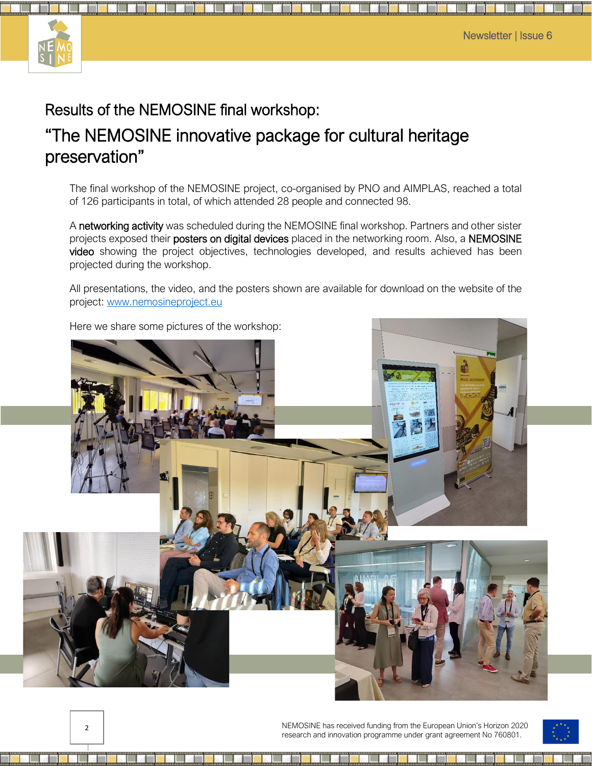# Results of the NEMOSINE final workshop: "The NEMOSINE innovative package for cultural heritage preservation"

The final workshop of the NEMOSINE project, co-organised by PNO and AIMPLAS, reached a total of 126 participants in total, of which attended 28 people and connected 98.

A **networking activity** was scheduled during the NEMOSINE final workshop. Partners and other sister projects exposed their **posters on digital devices** placed in the networking room. Also, a **NEMOSINE video** showing the project objectives, technologies developed, and results achieved has been projected during the workshop.

All presentations, the video, and the posters shown are available for download on the website of the project: [www.nemosineproject.eu](http://www.nemosineproject.eu)

Here we share some pictures of the workshop:

NEMOSINE has received funding from the European Union's Horizon 2020 research and innovation programme under grant agreement No 760801.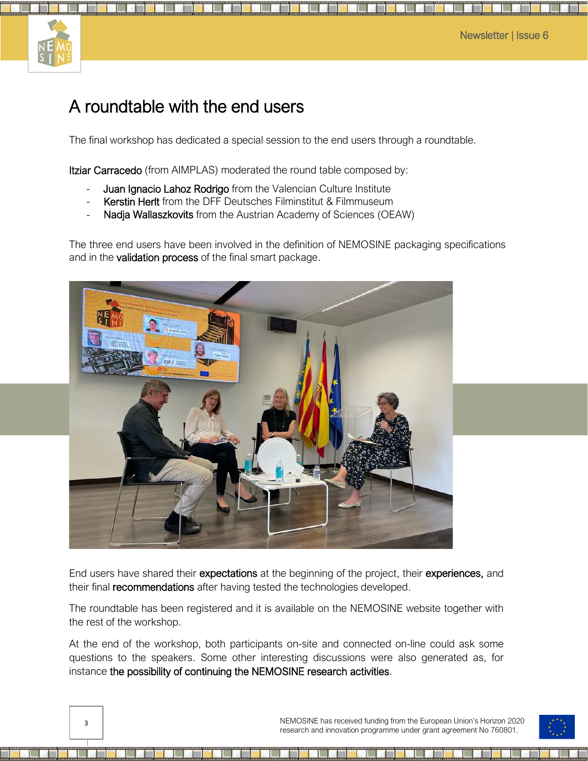# A roundtable with the end users

The final workshop has dedicated a special session to the end users through a roundtable.

**Itziar Carracedo** (from AIMPLAS) moderated the round table composed by:

- **Juan Ignacio Lahoz Rodrigo** from the Valencian Culture Institute
- **Kerstin Herlt** from the DFF Deutsches Filminstitut & Filmmuseum
- **Nadja Wallaszkovits** from the Austrian Academy of Sciences (OEAW)

The three end users have been involved in the definition of NEMOSINE packaging specifications and in the **validation process** of the final smart package.

End users have shared their **expectations** at the beginning of the project, their **experiences,** and their final **recommendations** after having tested the technologies developed.

The roundtable has been registered and it is available on the NEMOSINE website together with the rest of the workshop.

At the end of the workshop, both participants on-site and connected on-line could ask some questions to the speakers. Some other interesting discussions were also generated as, for instance **the possibility of continuing the NEMOSINE research activities**.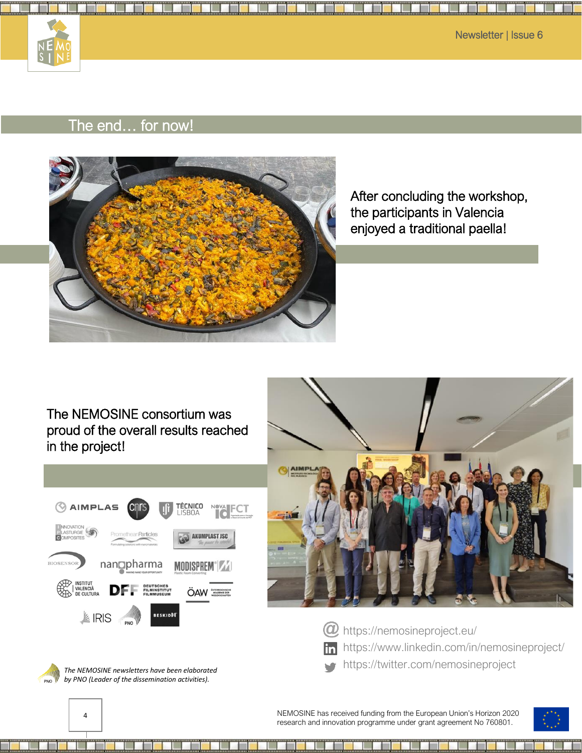## The end… for now!

After concluding the workshop, the participants in Valencia enjoyed a traditional paella!

The NEMOSINE consortium was proud of the overall results reached in the project!

*The NEMOSINE newsletters have been elaborated by PNO (Leader of the dissemination activities).*

https://nemosineproject.eu/

https://www.linkedin.com/in/nemosineproject/

https://twitter.com/nemosineproject

NEMOSINE has received funding from the European Union's Horizon 2020 research and innovation programme under grant agreement No 760801.